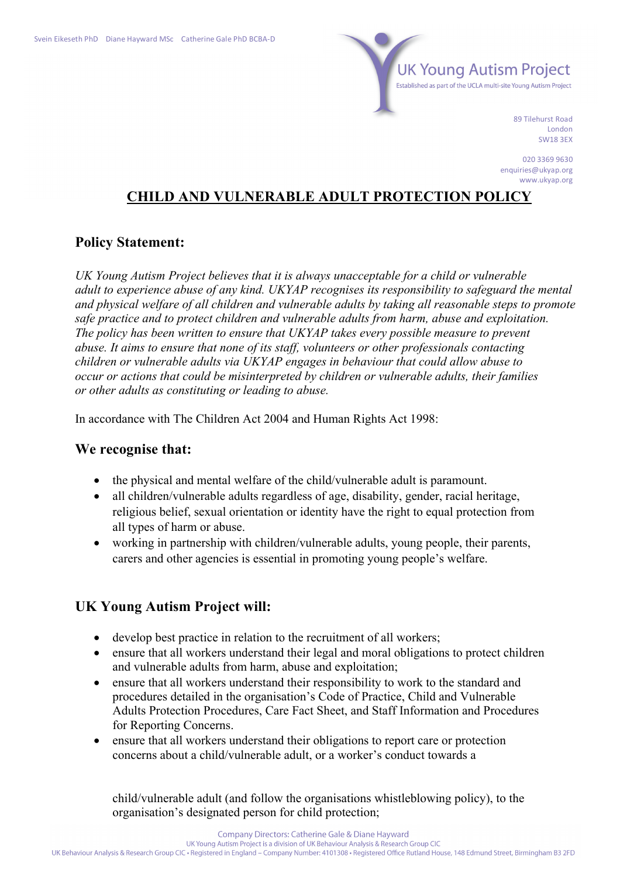Svein Eikeseth PhD Diane Hayward MSc Catherine Gale PhD BCBA-D

UK Young Autism Project
Established as part of the UCLA multi-site Young Autism Project

89 Tilehurst Road
London
SW18 3EX

020 3369 9630
enquiries@ukyap.org
www.ukyap.org

# CHILD AND VULNERABLE ADULT PROTECTION POLICY

## Policy Statement:

*UK Young Autism Project believes that it is always unacceptable for a child or vulnerable adult to experience abuse of any kind. UKYAP recognises its responsibility to safeguard the mental and physical welfare of all children and vulnerable adults by taking all reasonable steps to promote safe practice and to protect children and vulnerable adults from harm, abuse and exploitation. The policy has been written to ensure that UKYAP takes every possible measure to prevent abuse. It aims to ensure that none of its staff, volunteers or other professionals contacting children or vulnerable adults via UKYAP engages in behaviour that could allow abuse to occur or actions that could be misinterpreted by children or vulnerable adults, their families or other adults as constituting or leading to abuse.*

In accordance with The Children Act 2004 and Human Rights Act 1998:

## We recognise that:

- the physical and mental welfare of the child/vulnerable adult is paramount.
- all children/vulnerable adults regardless of age, disability, gender, racial heritage, religious belief, sexual orientation or identity have the right to equal protection from all types of harm or abuse.
- working in partnership with children/vulnerable adults, young people, their parents, carers and other agencies is essential in promoting young people's welfare.

## UK Young Autism Project will:

- develop best practice in relation to the recruitment of all workers;
- ensure that all workers understand their legal and moral obligations to protect children and vulnerable adults from harm, abuse and exploitation;
- ensure that all workers understand their responsibility to work to the standard and procedures detailed in the organisation's Code of Practice, Child and Vulnerable Adults Protection Procedures, Care Fact Sheet, and Staff Information and Procedures for Reporting Concerns.
- ensure that all workers understand their obligations to report care or protection concerns about a child/vulnerable adult, or a worker's conduct towards a child/vulnerable adult (and follow the organisations whistleblowing policy), to the organisation's designated person for child protection;

Company Directors: Catherine Gale & Diane Hayward
UK Young Autism Project is a division of UK Behaviour Analysis & Research Group CIC
UK Behaviour Analysis & Research Group CIC • Registered in England – Company Number: 4101308 • Registered Office Rutland House, 148 Edmund Street, Birmingham B3 2FD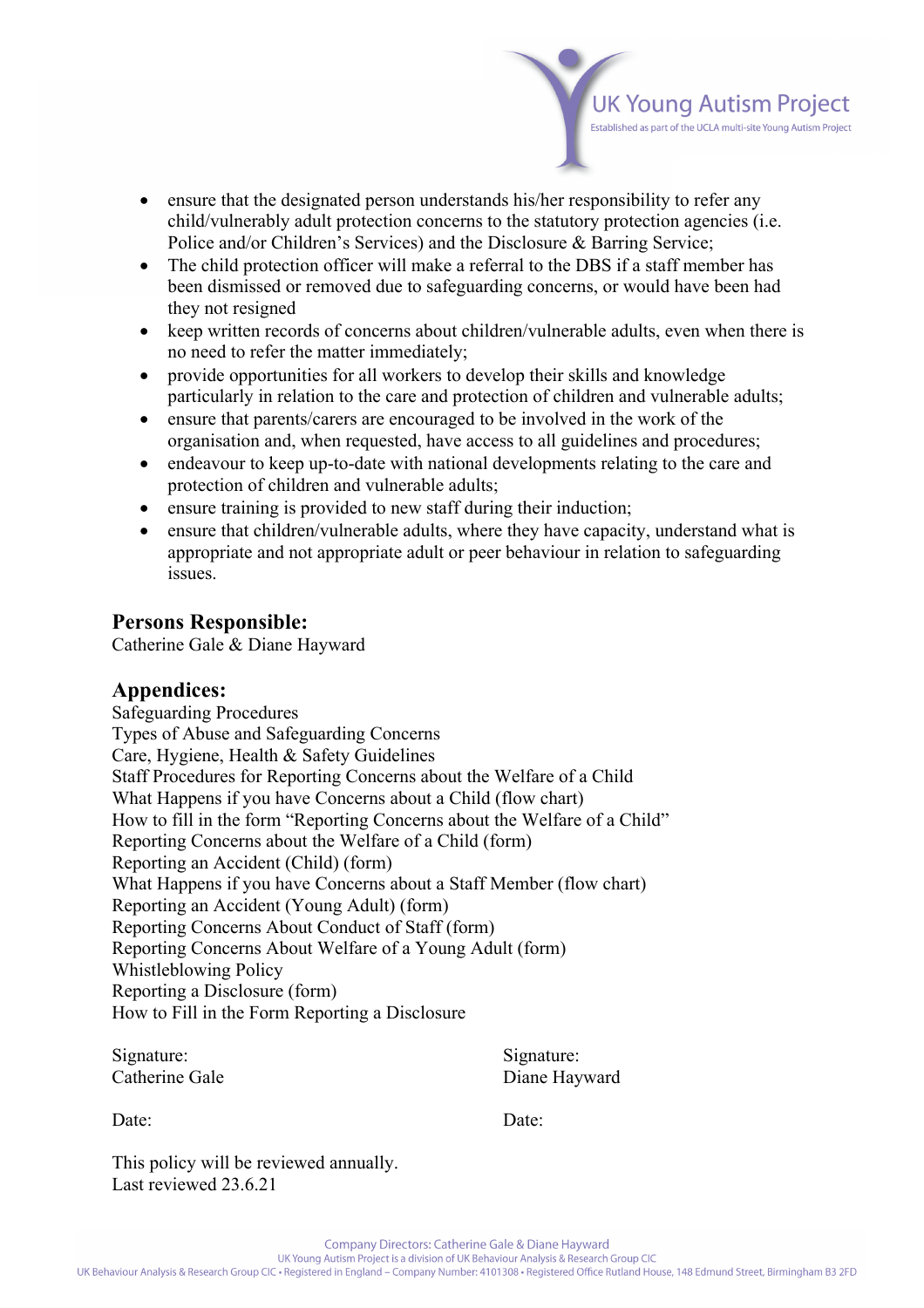- ensure that the designated person understands his/her responsibility to refer any child/vulnerably adult protection concerns to the statutory protection agencies (i.e. Police and/or Children's Services) and the Disclosure & Barring Service;
- The child protection officer will make a referral to the DBS if a staff member has been dismissed or removed due to safeguarding concerns, or would have been had they not resigned
- keep written records of concerns about children/vulnerable adults, even when there is no need to refer the matter immediately;
- provide opportunities for all workers to develop their skills and knowledge particularly in relation to the care and protection of children and vulnerable adults;
- ensure that parents/carers are encouraged to be involved in the work of the organisation and, when requested, have access to all guidelines and procedures;
- endeavour to keep up-to-date with national developments relating to the care and protection of children and vulnerable adults;
- ensure training is provided to new staff during their induction;
- ensure that children/vulnerable adults, where they have capacity, understand what is appropriate and not appropriate adult or peer behaviour in relation to safeguarding issues.

## Persons Responsible:

Catherine Gale & Diane Hayward

## Appendices:

Safeguarding Procedures
Types of Abuse and Safeguarding Concerns
Care, Hygiene, Health & Safety Guidelines
Staff Procedures for Reporting Concerns about the Welfare of a Child
What Happens if you have Concerns about a Child (flow chart)
How to fill in the form "Reporting Concerns about the Welfare of a Child"
Reporting Concerns about the Welfare of a Child (form)
Reporting an Accident (Child) (form)
What Happens if you have Concerns about a Staff Member (flow chart)
Reporting an Accident (Young Adult) (form)
Reporting Concerns About Conduct of Staff (form)
Reporting Concerns About Welfare of a Young Adult (form)
Whistleblowing Policy
Reporting a Disclosure (form)
How to Fill in the Form Reporting a Disclosure

Signature:
Catherine Gale

Date:

Signature:
Diane Hayward

Date:

This policy will be reviewed annually.
Last reviewed 23.6.21

Company Directors: Catherine Gale & Diane Hayward
UK Young Autism Project is a division of UK Behaviour Analysis & Research Group CIC
UK Behaviour Analysis & Research Group CIC • Registered in England – Company Number: 4101308 • Registered Office Rutland House, 148 Edmund Street, Birmingham B3 2FD